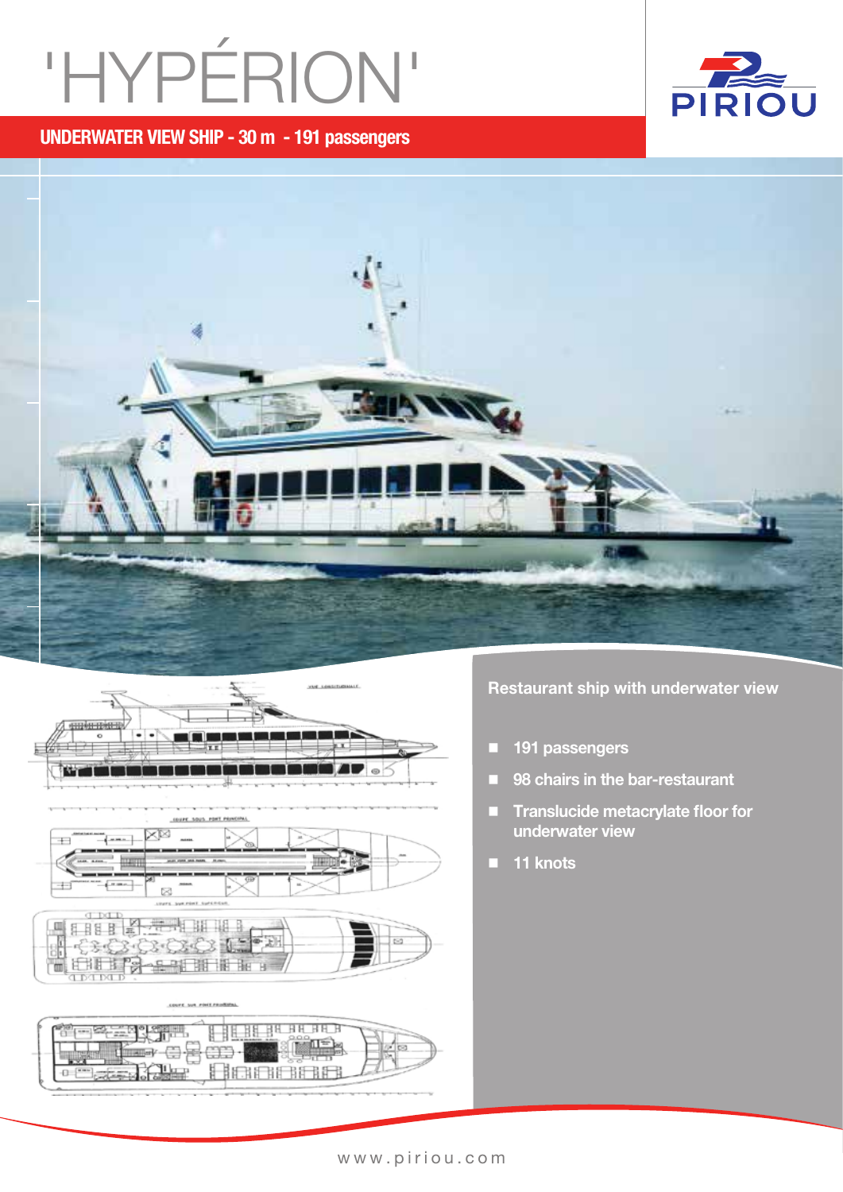# 'HYPÉRION'

PIRIOU

## UNDERWATER VIEW SHIP - 30 m - 191 passengers

### Restaurant ship with underwater view

- 191 passengers
- 98 chairs in the bar-restaurant
- Translucide metacrylate floor for underwater view
- 11 knots

www.piriou.com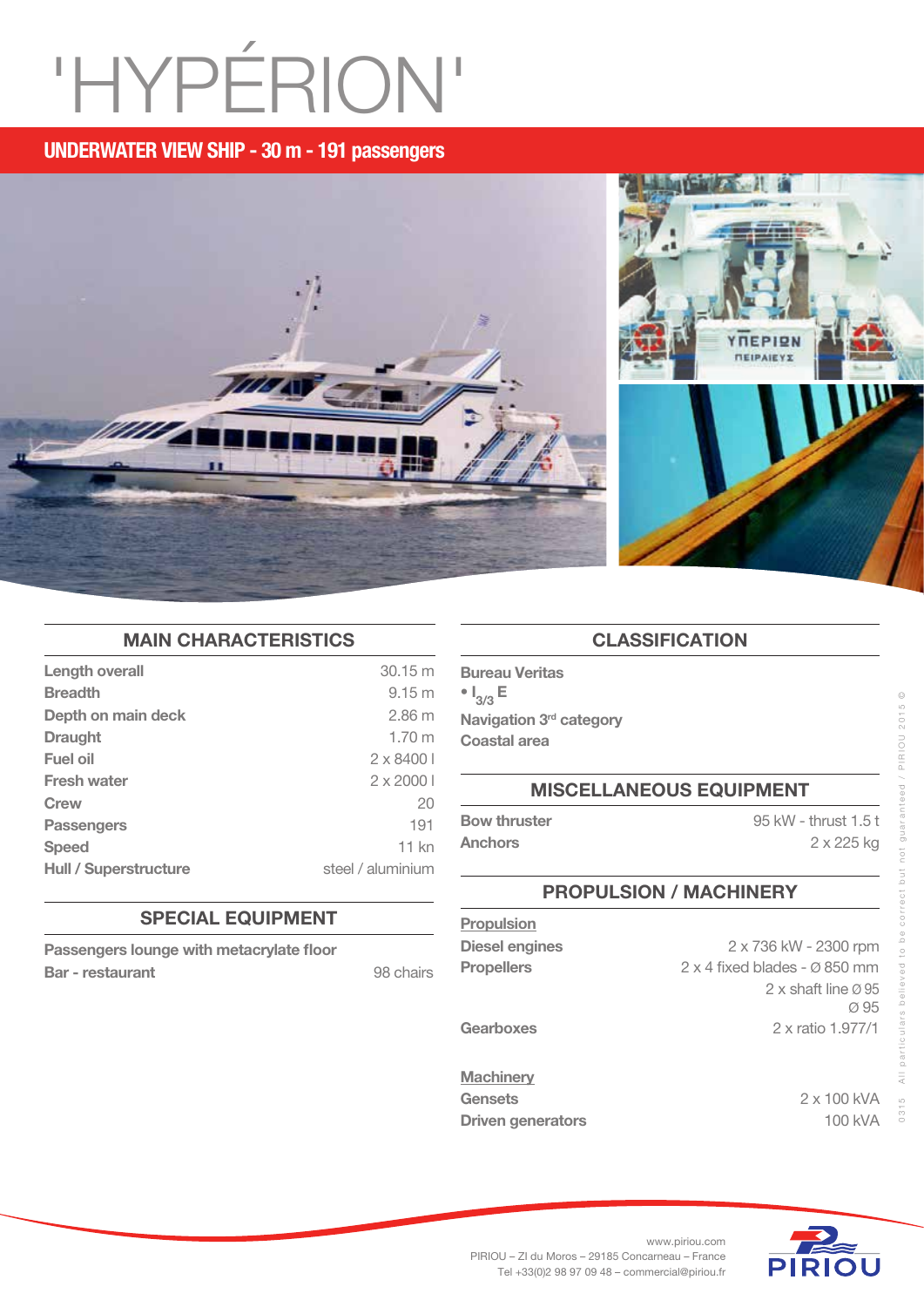# 'HYPÉRION'

## UNDERWATER VIEW SHIP - 30 m - 191 passengers

### MAIN CHARACTERISTICS

| | |
|---|---|
| **Length overall** | 30.15 m |
| **Breadth** | 9.15 m |
| **Depth on main deck** | 2.86 m |
| **Draught** | 1.70 m |
| **Fuel oil** | 2 x 8400 l |
| **Fresh water** | 2 x 2000 l |
| **Crew** | 20 |
| **Passengers** | 191 |
| **Speed** | 11 kn |
| **Hull / Superstructure** | steel / aluminium |

### SPECIAL EQUIPMENT

| | |
|---|---|
| **Passengers lounge with metacrylate floor** | |
| **Bar - restaurant** | 98 chairs |

### CLASSIFICATION

**Bureau Veritas**
**• $I_{3/3}$ E**
**Navigation 3rd category**
**Coastal area**

### MISCELLANEOUS EQUIPMENT

| | |
|---|---|
| **Bow thruster** | 95 kW - thrust 1.5 t |
| **Anchors** | 2 x 225 kg |

### PROPULSION / MACHINERY

**Propulsion**

| | |
|---|---|
| **Diesel engines** | 2 x 736 kW - 2300 rpm |
| **Propellers** | 2 x 4 fixed blades - Ø 850 mm |
| | 2 x shaft line Ø 95 |
| | Ø 95 |
| **Gearboxes** | 2 x ratio 1.977/1 |

**Machinery**

| | |
|---|---|
| **Gensets** | 2 x 100 kVA |
| **Driven generators** | 100 kVA |

0315 All particulars believed to be correct but not guaranteed / PIRIOU 2015 ©

www.piriou.com
PIRIOU – ZI du Moros – 29185 Concarneau – France
Tel +33(0)2 98 97 09 48 – commercial@piriou.fr

PIRIOU